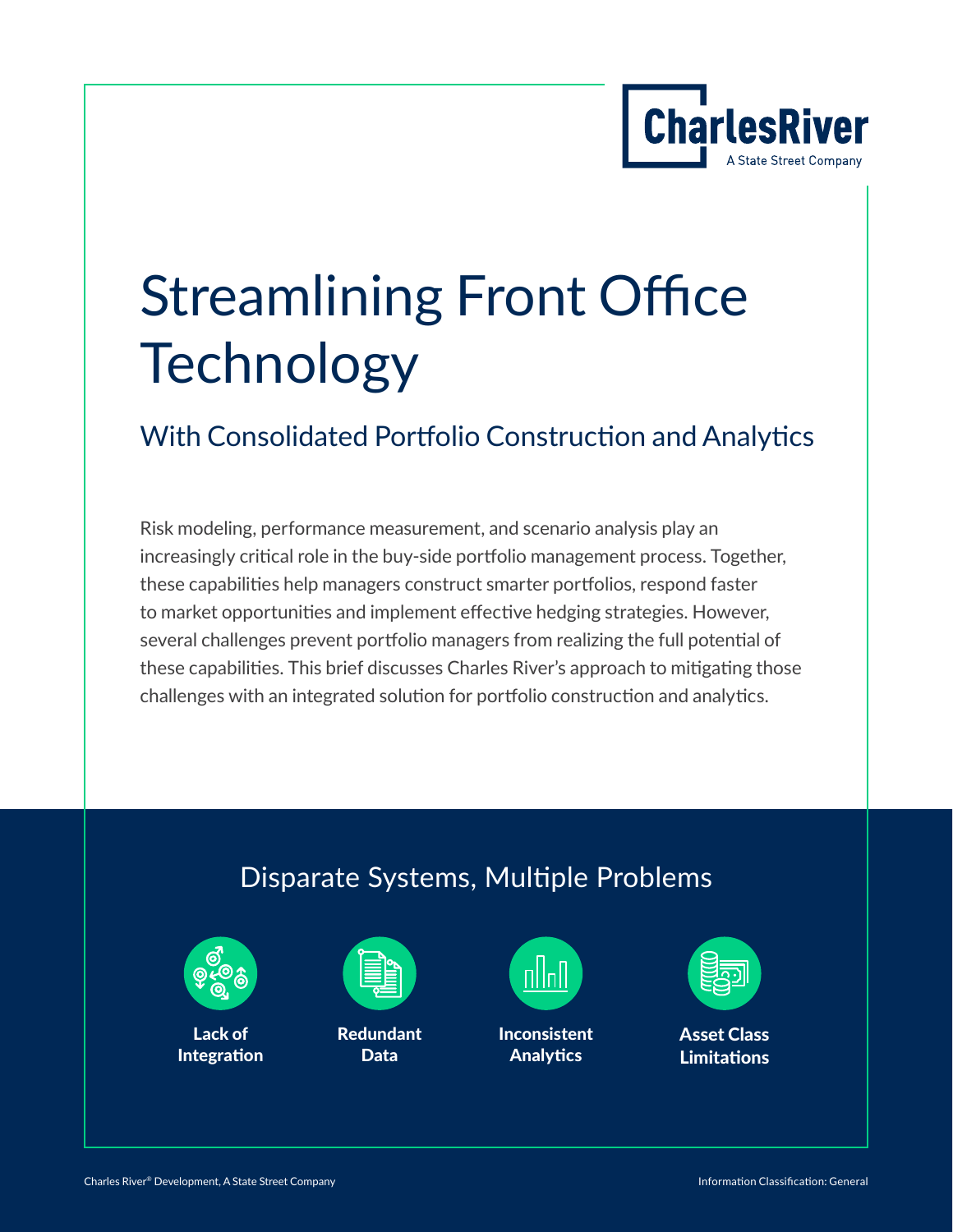# Streamlining Front Office Technology

## With Consolidated Portfolio Construction and Analytics

Risk modeling, performance measurement, and scenario analysis play an increasingly critical role in the buy-side portfolio management process. Together, these capabilities help managers construct smarter portfolios, respond faster to market opportunities and implement effective hedging strategies. However, several challenges prevent portfolio managers from realizing the full potential of these capabilities. This brief discusses Charles River's approach to mitigating those challenges with an integrated solution for portfolio construction and analytics.

## Disparate Systems, Multiple Problems

- **Lack of Integration**
- **Redundant Data**
- **Inconsistent Analytics**
- **Asset Class Limitations**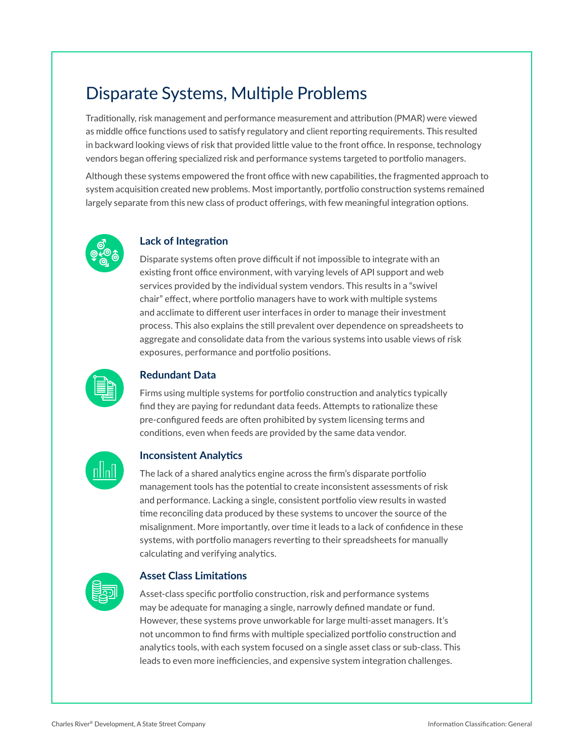# Disparate Systems, Multiple Problems

Traditionally, risk management and performance measurement and attribution (PMAR) were viewed as middle office functions used to satisfy regulatory and client reporting requirements. This resulted in backward looking views of risk that provided little value to the front office. In response, technology vendors began offering specialized risk and performance systems targeted to portfolio managers.

Although these systems empowered the front office with new capabilities, the fragmented approach to system acquisition created new problems. Most importantly, portfolio construction systems remained largely separate from this new class of product offerings, with few meaningful integration options.

### Lack of Integration

Disparate systems often prove difficult if not impossible to integrate with an existing front office environment, with varying levels of API support and web services provided by the individual system vendors. This results in a "swivel chair" effect, where portfolio managers have to work with multiple systems and acclimate to different user interfaces in order to manage their investment process. This also explains the still prevalent over dependence on spreadsheets to aggregate and consolidate data from the various systems into usable views of risk exposures, performance and portfolio positions.

### Redundant Data

Firms using multiple systems for portfolio construction and analytics typically find they are paying for redundant data feeds. Attempts to rationalize these pre-configured feeds are often prohibited by system licensing terms and conditions, even when feeds are provided by the same data vendor.

### Inconsistent Analytics

The lack of a shared analytics engine across the firm's disparate portfolio management tools has the potential to create inconsistent assessments of risk and performance. Lacking a single, consistent portfolio view results in wasted time reconciling data produced by these systems to uncover the source of the misalignment. More importantly, over time it leads to a lack of confidence in these systems, with portfolio managers reverting to their spreadsheets for manually calculating and verifying analytics.

### Asset Class Limitations

Asset-class specific portfolio construction, risk and performance systems may be adequate for managing a single, narrowly defined mandate or fund. However, these systems prove unworkable for large multi-asset managers. It's not uncommon to find firms with multiple specialized portfolio construction and analytics tools, with each system focused on a single asset class or sub-class. This leads to even more inefficiencies, and expensive system integration challenges.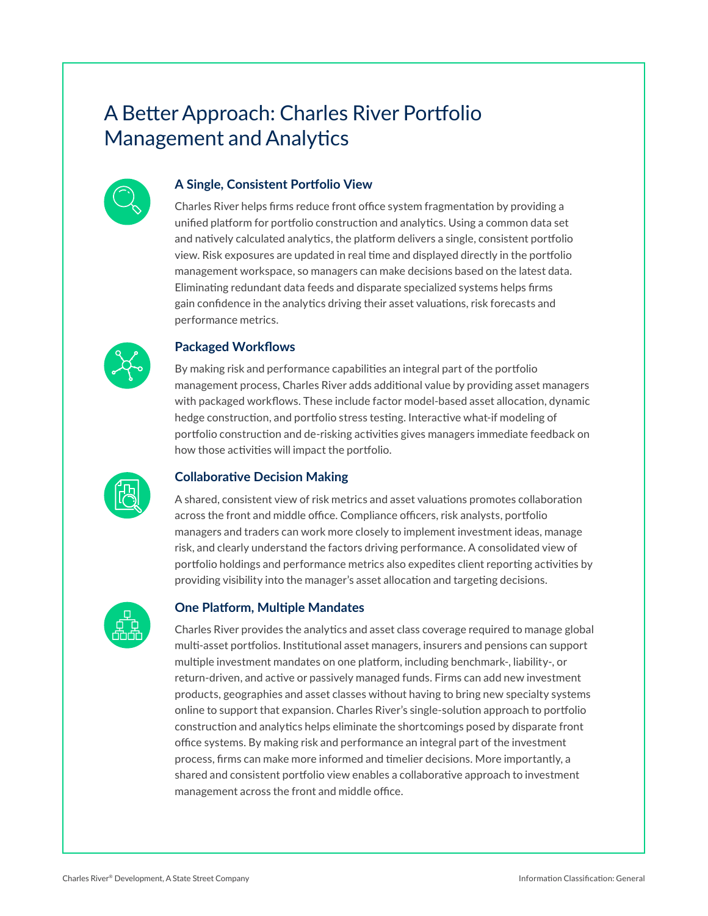# A Better Approach: Charles River Portfolio Management and Analytics

### A Single, Consistent Portfolio View

Charles River helps firms reduce front office system fragmentation by providing a unified platform for portfolio construction and analytics. Using a common data set and natively calculated analytics, the platform delivers a single, consistent portfolio view. Risk exposures are updated in real time and displayed directly in the portfolio management workspace, so managers can make decisions based on the latest data. Eliminating redundant data feeds and disparate specialized systems helps firms gain confidence in the analytics driving their asset valuations, risk forecasts and performance metrics.

### Packaged Workflows

By making risk and performance capabilities an integral part of the portfolio management process, Charles River adds additional value by providing asset managers with packaged workflows. These include factor model-based asset allocation, dynamic hedge construction, and portfolio stress testing. Interactive what-if modeling of portfolio construction and de-risking activities gives managers immediate feedback on how those activities will impact the portfolio.

### Collaborative Decision Making

A shared, consistent view of risk metrics and asset valuations promotes collaboration across the front and middle office. Compliance officers, risk analysts, portfolio managers and traders can work more closely to implement investment ideas, manage risk, and clearly understand the factors driving performance. A consolidated view of portfolio holdings and performance metrics also expedites client reporting activities by providing visibility into the manager's asset allocation and targeting decisions.

### One Platform, Multiple Mandates

Charles River provides the analytics and asset class coverage required to manage global multi-asset portfolios. Institutional asset managers, insurers and pensions can support multiple investment mandates on one platform, including benchmark-, liability-, or return-driven, and active or passively managed funds. Firms can add new investment products, geographies and asset classes without having to bring new specialty systems online to support that expansion. Charles River's single-solution approach to portfolio construction and analytics helps eliminate the shortcomings posed by disparate front office systems. By making risk and performance an integral part of the investment process, firms can make more informed and timelier decisions. More importantly, a shared and consistent portfolio view enables a collaborative approach to investment management across the front and middle office.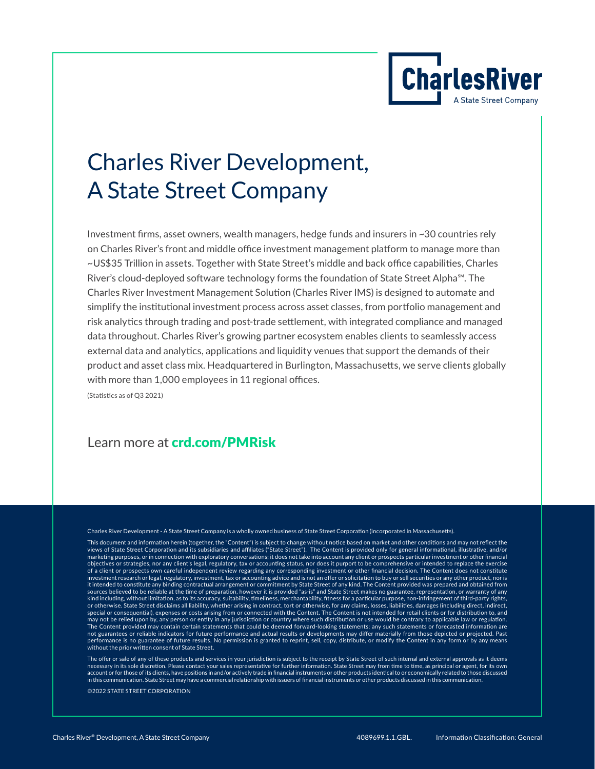# Charles River Development, A State Street Company

Investment firms, asset owners, wealth managers, hedge funds and insurers in ~30 countries rely on Charles River's front and middle office investment management platform to manage more than ~US$35 Trillion in assets. Together with State Street's middle and back office capabilities, Charles River's cloud-deployed software technology forms the foundation of State Street Alpha℠. The Charles River Investment Management Solution (Charles River IMS) is designed to automate and simplify the institutional investment process across asset classes, from portfolio management and risk analytics through trading and post-trade settlement, with integrated compliance and managed data throughout. Charles River's growing partner ecosystem enables clients to seamlessly access external data and analytics, applications and liquidity venues that support the demands of their product and asset class mix. Headquartered in Burlington, Massachusetts, we serve clients globally with more than 1,000 employees in 11 regional offices.

(Statistics as of Q3 2021)

Learn more at **crd.com/PMRisk**

Charles River Development - A State Street Company is a wholly owned business of State Street Corporation (incorporated in Massachusetts).

This document and information herein (together, the "Content") is subject to change without notice based on market and other conditions and may not reflect the views of State Street Corporation and its subsidiaries and affiliates ("State Street"). The Content is provided only for general informational, illustrative, and/or marketing purposes, or in connection with exploratory conversations; it does not take into account any client or prospects particular investment or other financial objectives or strategies, nor any client's legal, regulatory, tax or accounting status, nor does it purport to be comprehensive or intended to replace the exercise of a client or prospects own careful independent review regarding any corresponding investment or other financial decision. The Content does not constitute investment research or legal, regulatory, investment, tax or accounting advice and is not an offer or solicitation to buy or sell securities or any other product, nor is it intended to constitute any binding contractual arrangement or commitment by State Street of any kind. The Content provided was prepared and obtained from sources believed to be reliable at the time of preparation, however it is provided "as-is" and State Street makes no guarantee, representation, or warranty of any kind including, without limitation, as to its accuracy, suitability, timeliness, merchantability, fitness for a particular purpose, non-infringement of third-party rights, or otherwise. State Street disclaims all liability, whether arising in contract, tort or otherwise, for any claims, losses, liabilities, damages (including direct, indirect, special or consequential), expenses or costs arising from or connected with the Content. The Content is not intended for retail clients or for distribution to, and may not be relied upon by, any person or entity in any jurisdiction or country where such distribution or use would be contrary to applicable law or regulation. The Content provided may contain certain statements that could be deemed forward-looking statements; any such statements or forecasted information are not guarantees or reliable indicators for future performance and actual results or developments may differ materially from those depicted or projected. Past performance is no guarantee of future results. No permission is granted to reprint, sell, copy, distribute, or modify the Content in any form or by any means without the prior written consent of State Street.

The offer or sale of any of these products and services in your jurisdiction is subject to the receipt by State Street of such internal and external approvals as it deems necessary in its sole discretion. Please contact your sales representative for further information. State Street may from time to time, as principal or agent, for its own account or for those of its clients, have positions in and/or actively trade in financial instruments or other products identical to or economically related to those discussed in this communication. State Street may have a commercial relationship with issuers of financial instruments or other products discussed in this communication.

©2022 STATE STREET CORPORATION

Charles River® Development, A State Street Company 4089699.1.1.GBL. Information Classification: General